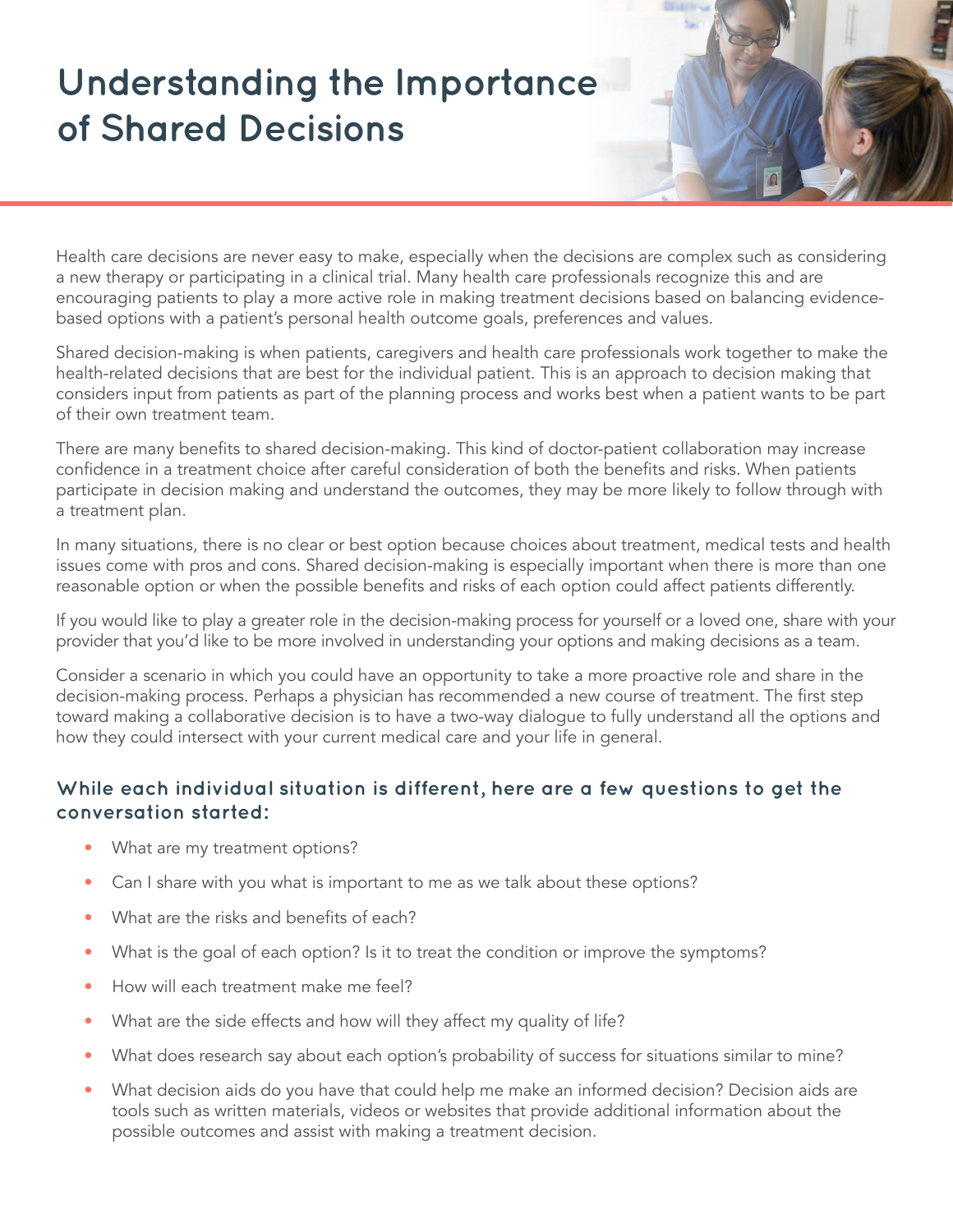# Understanding the Importance of Shared Decisions

Health care decisions are never easy to make, especially when the decisions are complex such as considering a new therapy or participating in a clinical trial. Many health care professionals recognize this and are encouraging patients to play a more active role in making treatment decisions based on balancing evidence-based options with a patient's personal health outcome goals, preferences and values.

Shared decision-making is when patients, caregivers and health care professionals work together to make the health-related decisions that are best for the individual patient. This is an approach to decision making that considers input from patients as part of the planning process and works best when a patient wants to be part of their own treatment team.

There are many benefits to shared decision-making. This kind of doctor-patient collaboration may increase confidence in a treatment choice after careful consideration of both the benefits and risks. When patients participate in decision making and understand the outcomes, they may be more likely to follow through with a treatment plan.

In many situations, there is no clear or best option because choices about treatment, medical tests and health issues come with pros and cons. Shared decision-making is especially important when there is more than one reasonable option or when the possible benefits and risks of each option could affect patients differently.

If you would like to play a greater role in the decision-making process for yourself or a loved one, share with your provider that you'd like to be more involved in understanding your options and making decisions as a team.

Consider a scenario in which you could have an opportunity to take a more proactive role and share in the decision-making process. Perhaps a physician has recommended a new course of treatment. The first step toward making a collaborative decision is to have a two-way dialogue to fully understand all the options and how they could intersect with your current medical care and your life in general.

### While each individual situation is different, here are a few questions to get the conversation started:

- What are my treatment options?
- Can I share with you what is important to me as we talk about these options?
- What are the risks and benefits of each?
- What is the goal of each option? Is it to treat the condition or improve the symptoms?
- How will each treatment make me feel?
- What are the side effects and how will they affect my quality of life?
- What does research say about each option's probability of success for situations similar to mine?
- What decision aids do you have that could help me make an informed decision? Decision aids are tools such as written materials, videos or websites that provide additional information about the possible outcomes and assist with making a treatment decision.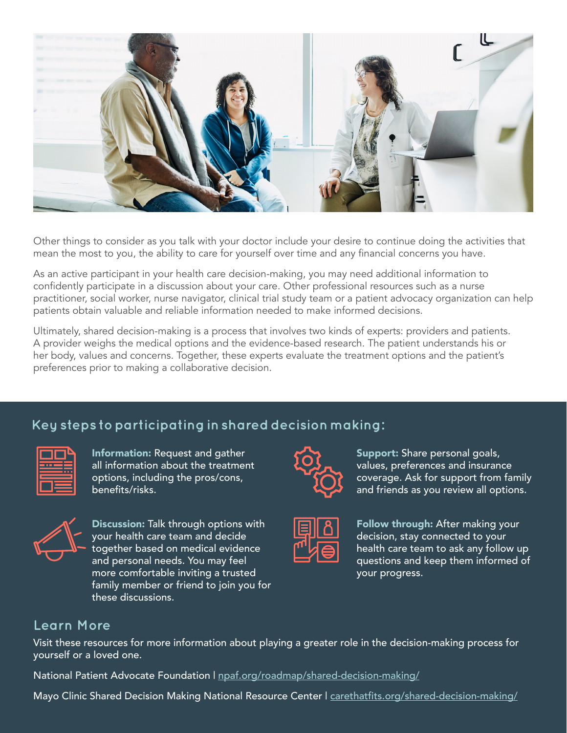Other things to consider as you talk with your doctor include your desire to continue doing the activities that mean the most to you, the ability to care for yourself over time and any financial concerns you have.

As an active participant in your health care decision-making, you may need additional information to confidently participate in a discussion about your care. Other professional resources such as a nurse practitioner, social worker, nurse navigator, clinical trial study team or a patient advocacy organization can help patients obtain valuable and reliable information needed to make informed decisions.

Ultimately, shared decision-making is a process that involves two kinds of experts: providers and patients. A provider weighs the medical options and the evidence-based research. The patient understands his or her body, values and concerns. Together, these experts evaluate the treatment options and the patient's preferences prior to making a collaborative decision.

## Key steps to participating in shared decision making:

**Information:** Request and gather all information about the treatment options, including the pros/cons, benefits/risks.

**Discussion:** Talk through options with your health care team and decide together based on medical evidence and personal needs. You may feel more comfortable inviting a trusted family member or friend to join you for these discussions.

**Support:** Share personal goals, values, preferences and insurance coverage. Ask for support from family and friends as you review all options.

**Follow through:** After making your decision, stay connected to your health care team to ask any follow up questions and keep them informed of your progress.

## Learn More

Visit these resources for more information about playing a greater role in the decision-making process for yourself or a loved one.

National Patient Advocate Foundation | npaf.org/roadmap/shared-decision-making/

Mayo Clinic Shared Decision Making National Resource Center | carethatfits.org/shared-decision-making/